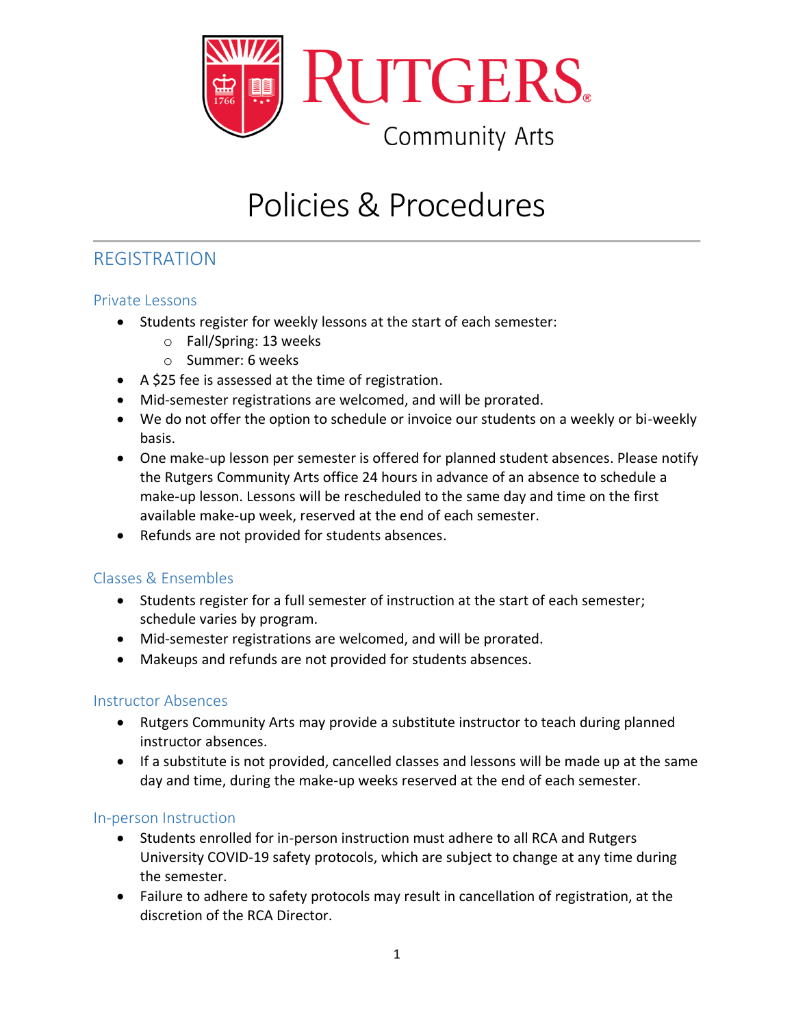Rutgers Community Arts

# Policies & Procedures

## REGISTRATION

### Private Lessons

- Students register for weekly lessons at the start of each semester:
  - Fall/Spring: 13 weeks
  - Summer: 6 weeks
- A $25 fee is assessed at the time of registration.
- Mid-semester registrations are welcomed, and will be prorated.
- We do not offer the option to schedule or invoice our students on a weekly or bi-weekly basis.
- One make-up lesson per semester is offered for planned student absences. Please notify the Rutgers Community Arts office 24 hours in advance of an absence to schedule a make-up lesson. Lessons will be rescheduled to the same day and time on the first available make-up week, reserved at the end of each semester.
- Refunds are not provided for students absences.

### Classes & Ensembles

- Students register for a full semester of instruction at the start of each semester; schedule varies by program.
- Mid-semester registrations are welcomed, and will be prorated.
- Makeups and refunds are not provided for students absences.

### Instructor Absences

- Rutgers Community Arts may provide a substitute instructor to teach during planned instructor absences.
- If a substitute is not provided, cancelled classes and lessons will be made up at the same day and time, during the make-up weeks reserved at the end of each semester.

### In-person Instruction

- Students enrolled for in-person instruction must adhere to all RCA and Rutgers University COVID-19 safety protocols, which are subject to change at any time during the semester.
- Failure to adhere to safety protocols may result in cancellation of registration, at the discretion of the RCA Director.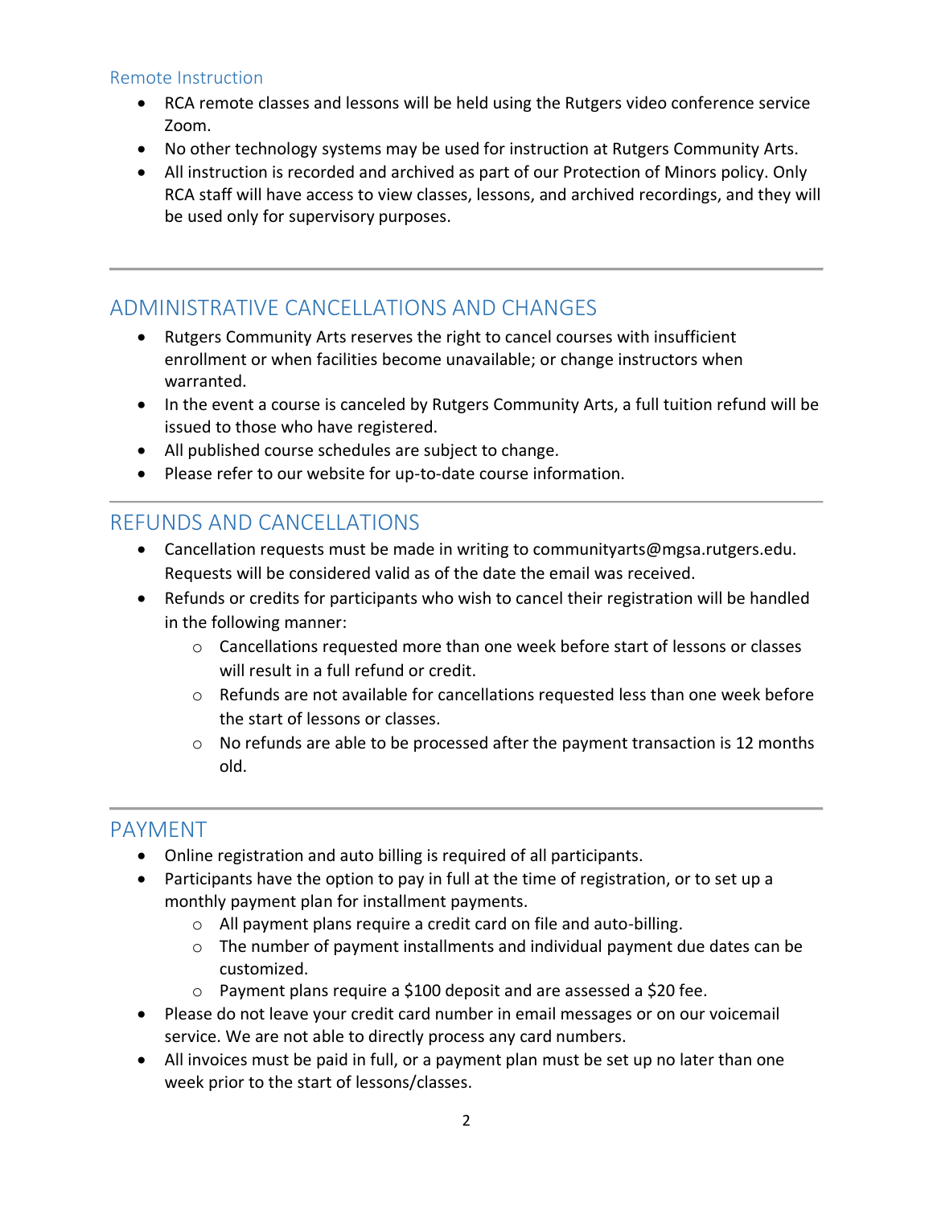### Remote Instruction

- RCA remote classes and lessons will be held using the Rutgers video conference service Zoom.
- No other technology systems may be used for instruction at Rutgers Community Arts.
- All instruction is recorded and archived as part of our Protection of Minors policy. Only RCA staff will have access to view classes, lessons, and archived recordings, and they will be used only for supervisory purposes.

---

## ADMINISTRATIVE CANCELLATIONS AND CHANGES

- Rutgers Community Arts reserves the right to cancel courses with insufficient enrollment or when facilities become unavailable; or change instructors when warranted.
- In the event a course is canceled by Rutgers Community Arts, a full tuition refund will be issued to those who have registered.
- All published course schedules are subject to change.
- Please refer to our website for up-to-date course information.

---

## REFUNDS AND CANCELLATIONS

- Cancellation requests must be made in writing to communityarts@mgsa.rutgers.edu. Requests will be considered valid as of the date the email was received.
- Refunds or credits for participants who wish to cancel their registration will be handled in the following manner:
  - Cancellations requested more than one week before start of lessons or classes will result in a full refund or credit.
  - Refunds are not available for cancellations requested less than one week before the start of lessons or classes.
  - No refunds are able to be processed after the payment transaction is 12 months old.

---

## PAYMENT

- Online registration and auto billing is required of all participants.
- Participants have the option to pay in full at the time of registration, or to set up a monthly payment plan for installment payments.
  - All payment plans require a credit card on file and auto-billing.
  - The number of payment installments and individual payment due dates can be customized.
  - Payment plans require a $100 deposit and are assessed a $20 fee.
- Please do not leave your credit card number in email messages or on our voicemail service. We are not able to directly process any card numbers.
- All invoices must be paid in full, or a payment plan must be set up no later than one week prior to the start of lessons/classes.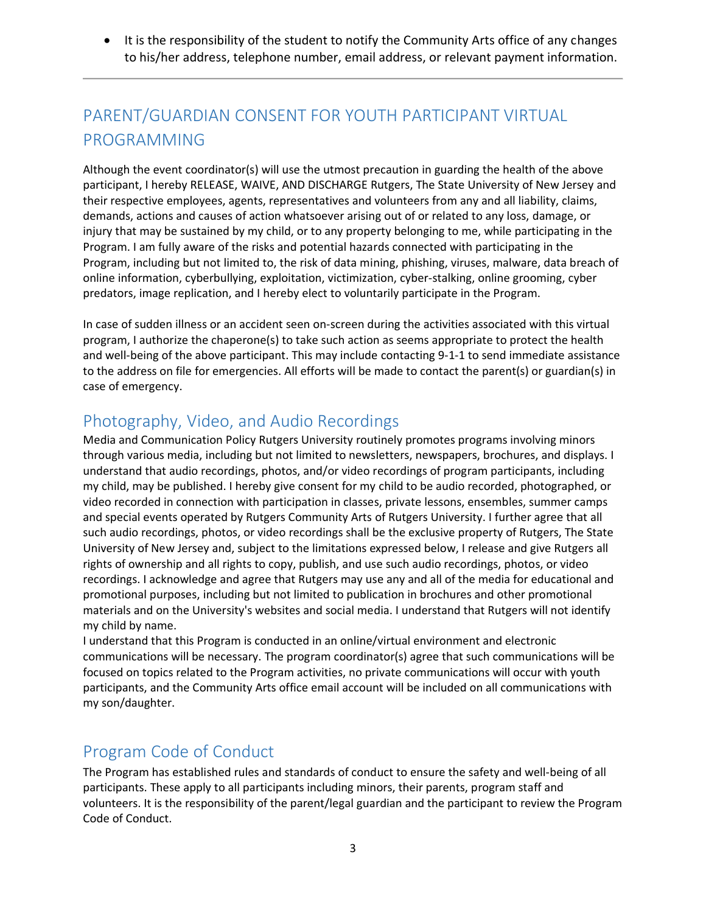- It is the responsibility of the student to notify the Community Arts office of any changes to his/her address, telephone number, email address, or relevant payment information.

---

## PARENT/GUARDIAN CONSENT FOR YOUTH PARTICIPANT VIRTUAL PROGRAMMING

Although the event coordinator(s) will use the utmost precaution in guarding the health of the above participant, I hereby RELEASE, WAIVE, AND DISCHARGE Rutgers, The State University of New Jersey and their respective employees, agents, representatives and volunteers from any and all liability, claims, demands, actions and causes of action whatsoever arising out of or related to any loss, damage, or injury that may be sustained by my child, or to any property belonging to me, while participating in the Program. I am fully aware of the risks and potential hazards connected with participating in the Program, including but not limited to, the risk of data mining, phishing, viruses, malware, data breach of online information, cyberbullying, exploitation, victimization, cyber-stalking, online grooming, cyber predators, image replication, and I hereby elect to voluntarily participate in the Program.

In case of sudden illness or an accident seen on-screen during the activities associated with this virtual program, I authorize the chaperone(s) to take such action as seems appropriate to protect the health and well-being of the above participant. This may include contacting 9-1-1 to send immediate assistance to the address on file for emergencies. All efforts will be made to contact the parent(s) or guardian(s) in case of emergency.

## Photography, Video, and Audio Recordings

Media and Communication Policy Rutgers University routinely promotes programs involving minors through various media, including but not limited to newsletters, newspapers, brochures, and displays. I understand that audio recordings, photos, and/or video recordings of program participants, including my child, may be published. I hereby give consent for my child to be audio recorded, photographed, or video recorded in connection with participation in classes, private lessons, ensembles, summer camps and special events operated by Rutgers Community Arts of Rutgers University. I further agree that all such audio recordings, photos, or video recordings shall be the exclusive property of Rutgers, The State University of New Jersey and, subject to the limitations expressed below, I release and give Rutgers all rights of ownership and all rights to copy, publish, and use such audio recordings, photos, or video recordings. I acknowledge and agree that Rutgers may use any and all of the media for educational and promotional purposes, including but not limited to publication in brochures and other promotional materials and on the University's websites and social media. I understand that Rutgers will not identify my child by name.

I understand that this Program is conducted in an online/virtual environment and electronic communications will be necessary. The program coordinator(s) agree that such communications will be focused on topics related to the Program activities, no private communications will occur with youth participants, and the Community Arts office email account will be included on all communications with my son/daughter.

## Program Code of Conduct

The Program has established rules and standards of conduct to ensure the safety and well-being of all participants. These apply to all participants including minors, their parents, program staff and volunteers. It is the responsibility of the parent/legal guardian and the participant to review the Program Code of Conduct.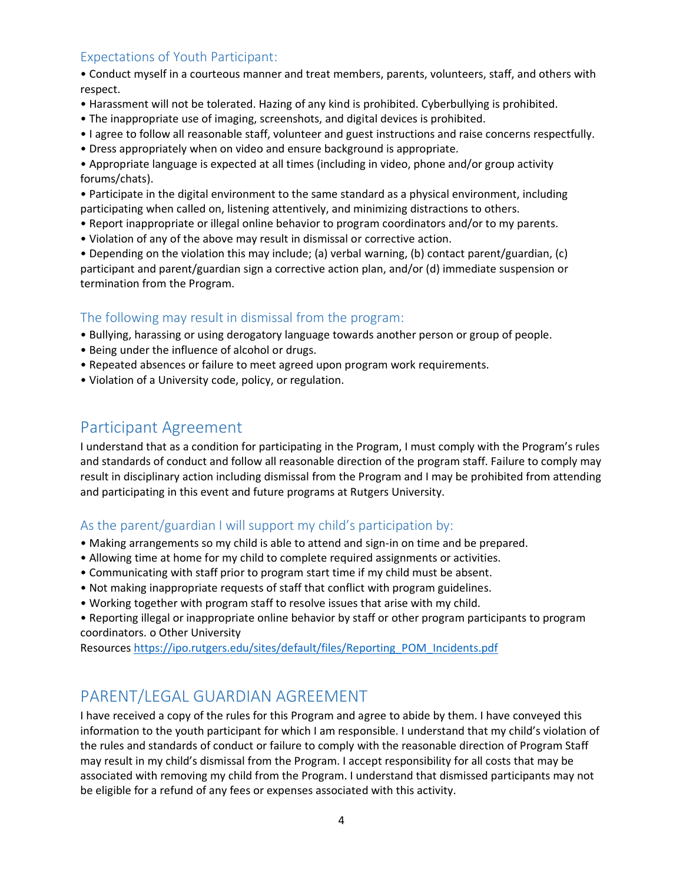### Expectations of Youth Participant:

- Conduct myself in a courteous manner and treat members, parents, volunteers, staff, and others with respect.
- Harassment will not be tolerated. Hazing of any kind is prohibited. Cyberbullying is prohibited.
- The inappropriate use of imaging, screenshots, and digital devices is prohibited.
- I agree to follow all reasonable staff, volunteer and guest instructions and raise concerns respectfully.
- Dress appropriately when on video and ensure background is appropriate.
- Appropriate language is expected at all times (including in video, phone and/or group activity forums/chats).
- Participate in the digital environment to the same standard as a physical environment, including participating when called on, listening attentively, and minimizing distractions to others.
- Report inappropriate or illegal online behavior to program coordinators and/or to my parents.
- Violation of any of the above may result in dismissal or corrective action.
- Depending on the violation this may include; (a) verbal warning, (b) contact parent/guardian, (c) participant and parent/guardian sign a corrective action plan, and/or (d) immediate suspension or termination from the Program.

### The following may result in dismissal from the program:

- Bullying, harassing or using derogatory language towards another person or group of people.
- Being under the influence of alcohol or drugs.
- Repeated absences or failure to meet agreed upon program work requirements.
- Violation of a University code, policy, or regulation.

## Participant Agreement

I understand that as a condition for participating in the Program, I must comply with the Program's rules and standards of conduct and follow all reasonable direction of the program staff. Failure to comply may result in disciplinary action including dismissal from the Program and I may be prohibited from attending and participating in this event and future programs at Rutgers University.

### As the parent/guardian I will support my child's participation by:

- Making arrangements so my child is able to attend and sign-in on time and be prepared.
- Allowing time at home for my child to complete required assignments or activities.
- Communicating with staff prior to program start time if my child must be absent.
- Not making inappropriate requests of staff that conflict with program guidelines.
- Working together with program staff to resolve issues that arise with my child.
- Reporting illegal or inappropriate online behavior by staff or other program participants to program coordinators. o Other University Resources https://ipo.rutgers.edu/sites/default/files/Reporting_POM_Incidents.pdf

## PARENT/LEGAL GUARDIAN AGREEMENT

I have received a copy of the rules for this Program and agree to abide by them. I have conveyed this information to the youth participant for which I am responsible. I understand that my child's violation of the rules and standards of conduct or failure to comply with the reasonable direction of Program Staff may result in my child's dismissal from the Program. I accept responsibility for all costs that may be associated with removing my child from the Program. I understand that dismissed participants may not be eligible for a refund of any fees or expenses associated with this activity.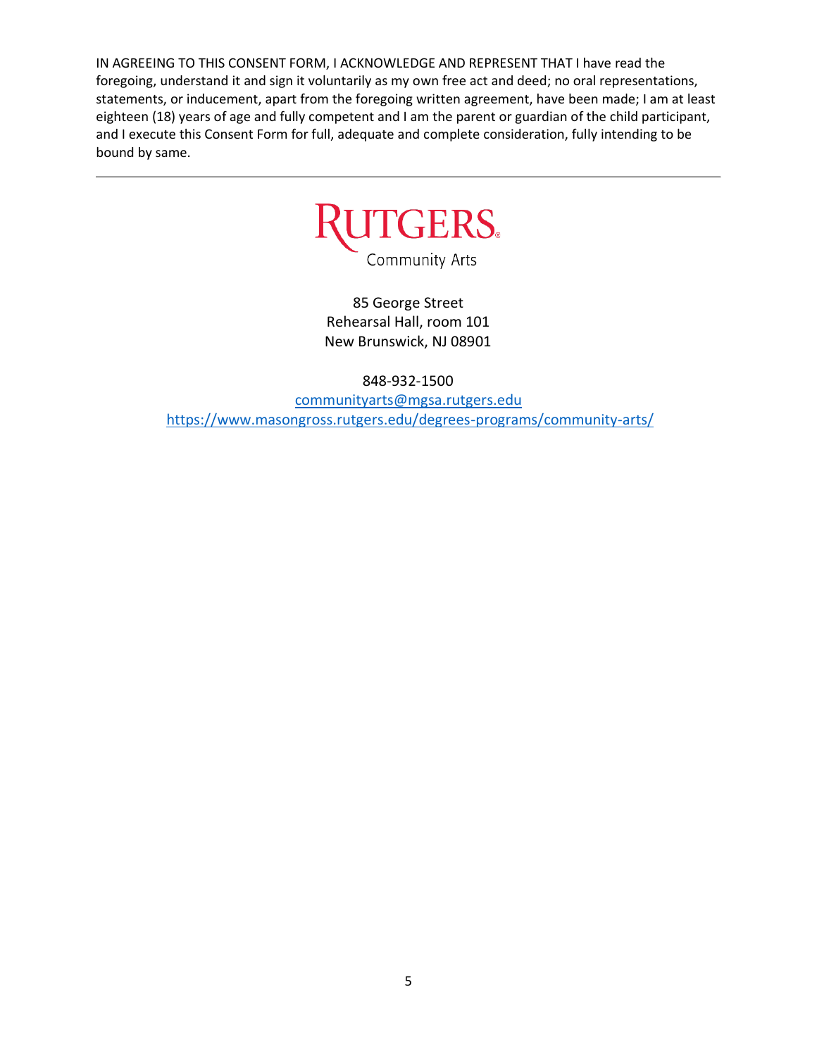IN AGREEING TO THIS CONSENT FORM, I ACKNOWLEDGE AND REPRESENT THAT I have read the foregoing, understand it and sign it voluntarily as my own free act and deed; no oral representations, statements, or inducement, apart from the foregoing written agreement, have been made; I am at least eighteen (18) years of age and fully competent and I am the parent or guardian of the child participant, and I execute this Consent Form for full, adequate and complete consideration, fully intending to be bound by same.

---

RUTGERS
Community Arts

85 George Street
Rehearsal Hall, room 101
New Brunswick, NJ 08901

848-932-1500
communityarts@mgsa.rutgers.edu
https://www.masongross.rutgers.edu/degrees-programs/community-arts/